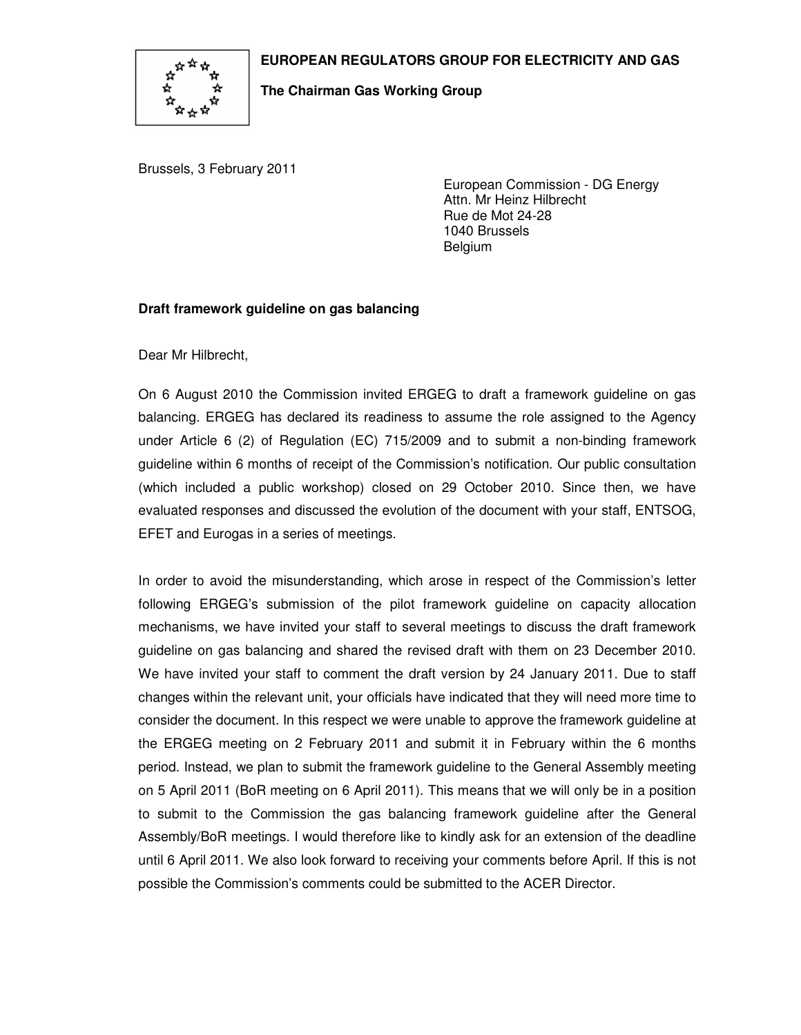**EUROPEAN REGULATORS GROUP FOR ELECTRICITY AND GAS**

**The Chairman Gas Working Group**

Brussels, 3 February 2011

European Commission - DG Energy
Attn. Mr Heinz Hilbrecht
Rue de Mot 24-28
1040 Brussels
Belgium

**Draft framework guideline on gas balancing**

Dear Mr Hilbrecht,

On 6 August 2010 the Commission invited ERGEG to draft a framework guideline on gas balancing. ERGEG has declared its readiness to assume the role assigned to the Agency under Article 6 (2) of Regulation (EC) 715/2009 and to submit a non-binding framework guideline within 6 months of receipt of the Commission's notification. Our public consultation (which included a public workshop) closed on 29 October 2010. Since then, we have evaluated responses and discussed the evolution of the document with your staff, ENTSOG, EFET and Eurogas in a series of meetings.

In order to avoid the misunderstanding, which arose in respect of the Commission's letter following ERGEG's submission of the pilot framework guideline on capacity allocation mechanisms, we have invited your staff to several meetings to discuss the draft framework guideline on gas balancing and shared the revised draft with them on 23 December 2010. We have invited your staff to comment the draft version by 24 January 2011. Due to staff changes within the relevant unit, your officials have indicated that they will need more time to consider the document. In this respect we were unable to approve the framework guideline at the ERGEG meeting on 2 February 2011 and submit it in February within the 6 months period. Instead, we plan to submit the framework guideline to the General Assembly meeting on 5 April 2011 (BoR meeting on 6 April 2011). This means that we will only be in a position to submit to the Commission the gas balancing framework guideline after the General Assembly/BoR meetings. I would therefore like to kindly ask for an extension of the deadline until 6 April 2011. We also look forward to receiving your comments before April. If this is not possible the Commission's comments could be submitted to the ACER Director.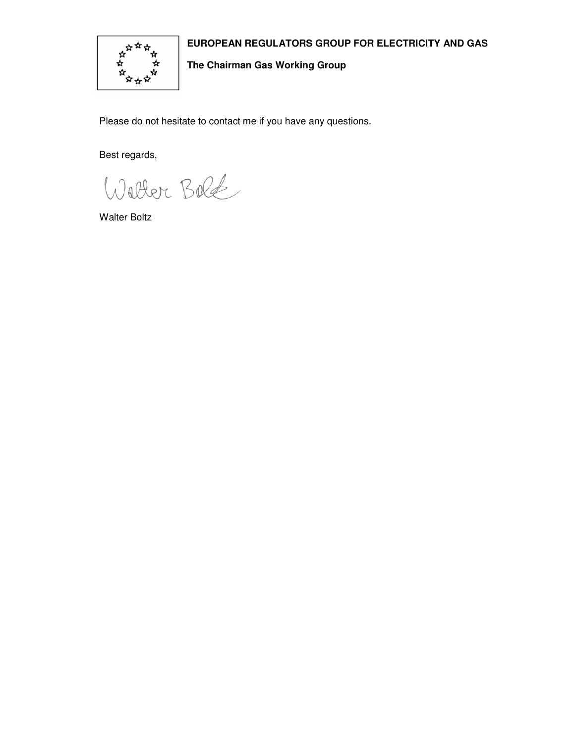**EUROPEAN REGULATORS GROUP FOR ELECTRICITY AND GAS**

**The Chairman Gas Working Group**

Please do not hesitate to contact me if you have any questions.

Best regards,

Walter Boltz